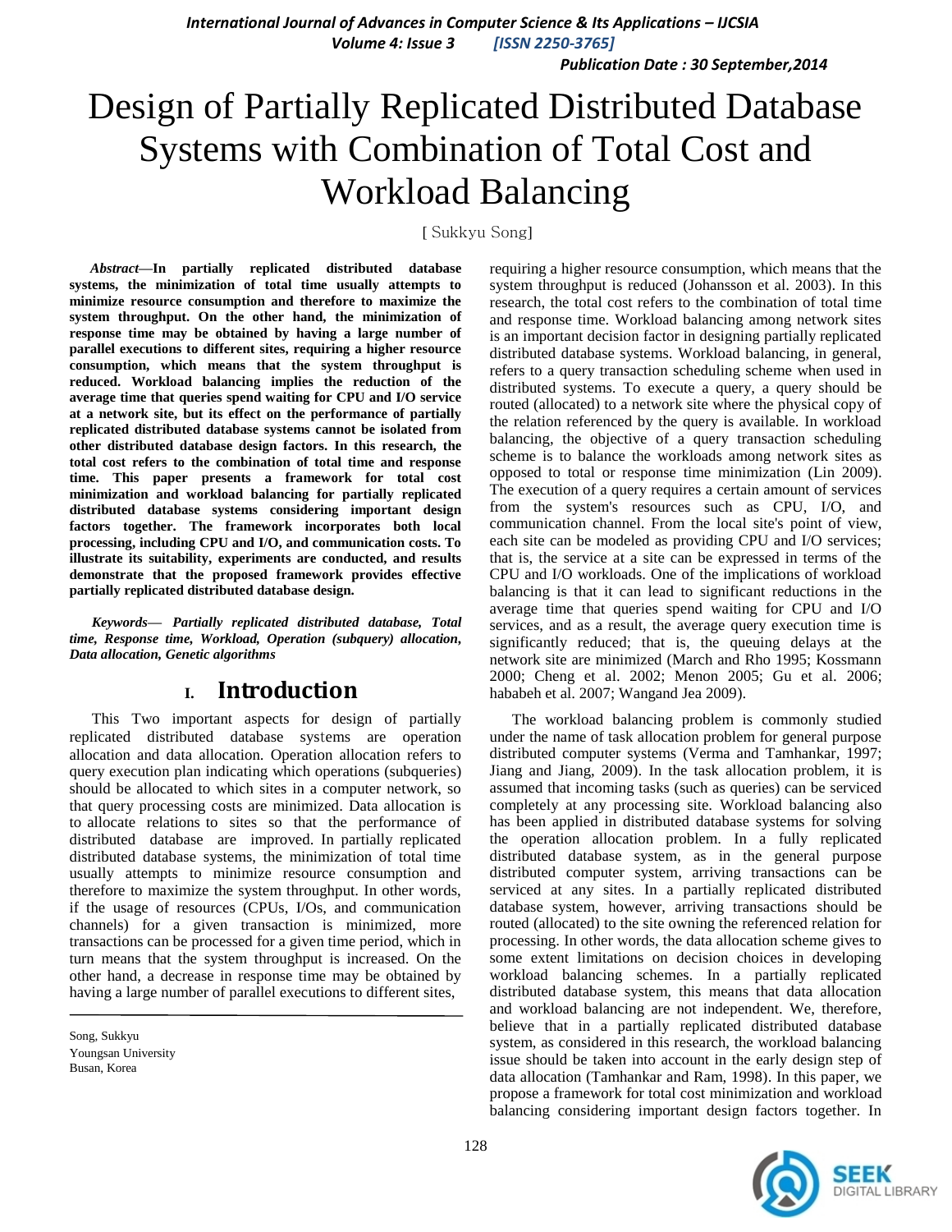# Design of Partially Replicated Distributed Database Systems with Combination of Total Cost and Workload Balancing

[ Sukkyu Song]

***Abstract*—In partially replicated distributed database systems, the minimization of total time usually attempts to minimize resource consumption and therefore to maximize the system throughput. On the other hand, the minimization of response time may be obtained by having a large number of parallel executions to different sites, requiring a higher resource consumption, which means that the system throughput is reduced. Workload balancing implies the reduction of the average time that queries spend waiting for CPU and I/O service at a network site, but its effect on the performance of partially replicated distributed database systems cannot be isolated from other distributed database design factors. In this research, the total cost refers to the combination of total time and response time. This paper presents a framework for total cost minimization and workload balancing for partially replicated distributed database systems considering important design factors together. The framework incorporates both local processing, including CPU and I/O, and communication costs. To illustrate its suitability, experiments are conducted, and results demonstrate that the proposed framework provides effective partially replicated distributed database design.**

***Keywords*— *Partially replicated distributed database, Total time, Response time, Workload, Operation (subquery) allocation, Data allocation, Genetic algorithms***

## I. Introduction

This Two important aspects for design of partially replicated distributed database systems are operation allocation and data allocation. Operation allocation refers to query execution plan indicating which operations (subqueries) should be allocated to which sites in a computer network, so that query processing costs are minimized. Data allocation is to allocate relations to sites so that the performance of distributed database are improved. In partially replicated distributed database systems, the minimization of total time usually attempts to minimize resource consumption and therefore to maximize the system throughput. In other words, if the usage of resources (CPUs, I/Os, and communication channels) for a given transaction is minimized, more transactions can be processed for a given time period, which in turn means that the system throughput is increased. On the other hand, a decrease in response time may be obtained by having a large number of parallel executions to different sites, requiring a higher resource consumption, which means that the system throughput is reduced (Johansson et al. 2003). In this research, the total cost refers to the combination of total time and response time. Workload balancing among network sites is an important decision factor in designing partially replicated distributed database systems. Workload balancing, in general, refers to a query transaction scheduling scheme when used in distributed systems. To execute a query, a query should be routed (allocated) to a network site where the physical copy of the relation referenced by the query is available. In workload balancing, the objective of a query transaction scheduling scheme is to balance the workloads among network sites as opposed to total or response time minimization (Lin 2009). The execution of a query requires a certain amount of services from the system's resources such as CPU, I/O, and communication channel. From the local site's point of view, each site can be modeled as providing CPU and I/O services; that is, the service at a site can be expressed in terms of the CPU and I/O workloads. One of the implications of workload balancing is that it can lead to significant reductions in the average time that queries spend waiting for CPU and I/O services, and as a result, the average query execution time is significantly reduced; that is, the queuing delays at the network site are minimized (March and Rho 1995; Kossmann 2000; Cheng et al. 2002; Menon 2005; Gu et al. 2006; hababeh et al. 2007; Wangand Jea 2009).

The workload balancing problem is commonly studied under the name of task allocation problem for general purpose distributed computer systems (Verma and Tamhankar, 1997; Jiang and Jiang, 2009). In the task allocation problem, it is assumed that incoming tasks (such as queries) can be serviced completely at any processing site. Workload balancing also has been applied in distributed database systems for solving the operation allocation problem. In a fully replicated distributed database system, as in the general purpose distributed computer system, arriving transactions can be serviced at any sites. In a partially replicated distributed database system, however, arriving transactions should be routed (allocated) to the site owning the referenced relation for processing. In other words, the data allocation scheme gives to some extent limitations on decision choices in developing workload balancing schemes. In a partially replicated distributed database system, this means that data allocation and workload balancing are not independent. We, therefore, believe that in a partially replicated distributed database system, as considered in this research, the workload balancing issue should be taken into account in the early design step of data allocation (Tamhankar and Ram, 1998). In this paper, we propose a framework for total cost minimization and workload balancing considering important design factors together. In

---

Song, Sukkyu
Youngsan University
Busan, Korea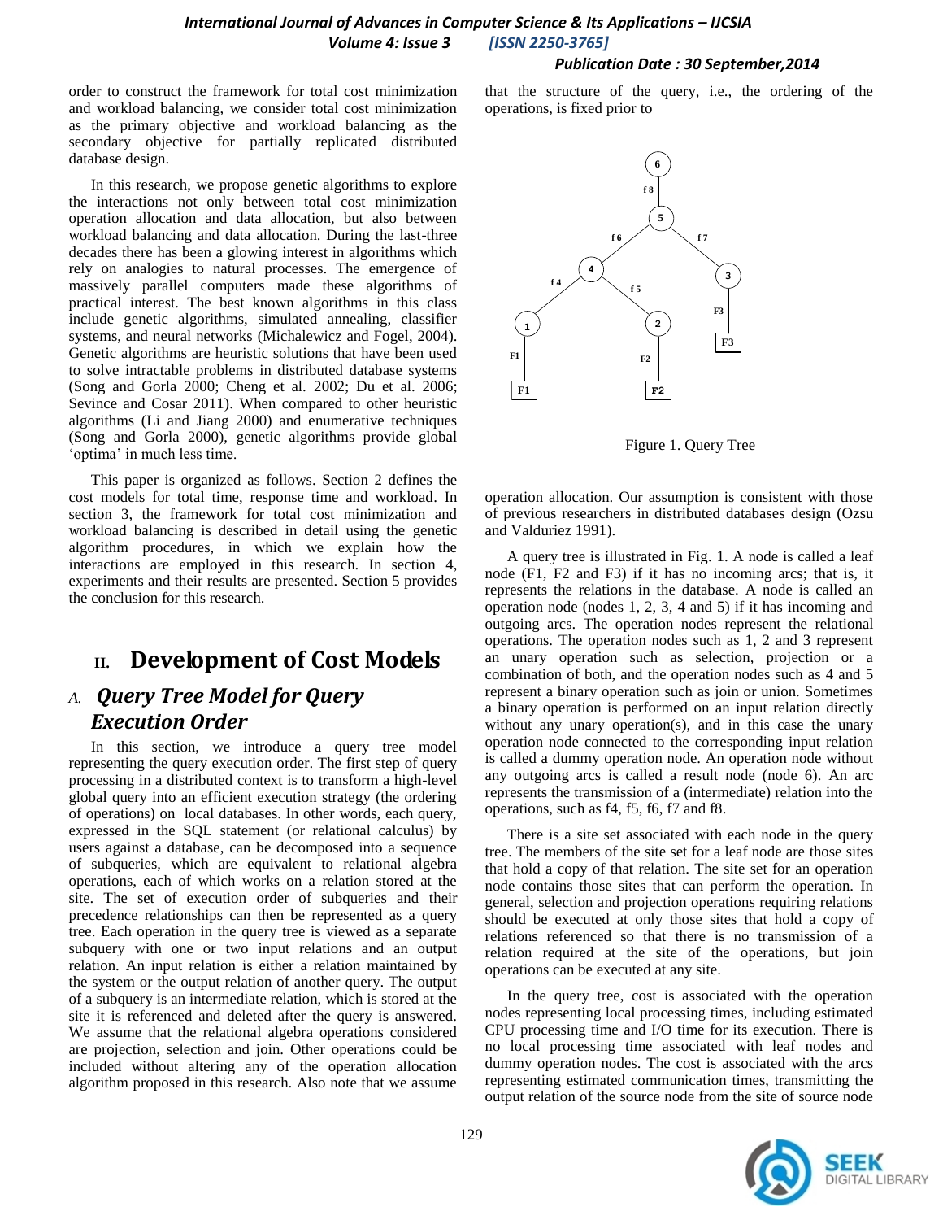order to construct the framework for total cost minimization and workload balancing, we consider total cost minimization as the primary objective and workload balancing as the secondary objective for partially replicated distributed database design.

In this research, we propose genetic algorithms to explore the interactions not only between total cost minimization operation allocation and data allocation, but also between workload balancing and data allocation. During the last-three decades there has been a glowing interest in algorithms which rely on analogies to natural processes. The emergence of massively parallel computers made these algorithms of practical interest. The best known algorithms in this class include genetic algorithms, simulated annealing, classifier systems, and neural networks (Michalewicz and Fogel, 2004). Genetic algorithms are heuristic solutions that have been used to solve intractable problems in distributed database systems (Song and Gorla 2000; Cheng et al. 2002; Du et al. 2006; Sevince and Cosar 2011). When compared to other heuristic algorithms (Li and Jiang 2000) and enumerative techniques (Song and Gorla 2000), genetic algorithms provide global 'optima' in much less time.

This paper is organized as follows. Section 2 defines the cost models for total time, response time and workload. In section 3, the framework for total cost minimization and workload balancing is described in detail using the genetic algorithm procedures, in which we explain how the interactions are employed in this research. In section 4, experiments and their results are presented. Section 5 provides the conclusion for this research.

# II. Development of Cost Models

## A. *Query Tree Model for Query Execution Order*

In this section, we introduce a query tree model representing the query execution order. The first step of query processing in a distributed context is to transform a high-level global query into an efficient execution strategy (the ordering of operations) on local databases. In other words, each query, expressed in the SQL statement (or relational calculus) by users against a database, can be decomposed into a sequence of subqueries, which are equivalent to relational algebra operations, each of which works on a relation stored at the site. The set of execution order of subqueries and their precedence relationships can then be represented as a query tree. Each operation in the query tree is viewed as a separate subquery with one or two input relations and an output relation. An input relation is either a relation maintained by the system or the output relation of another query. The output of a subquery is an intermediate relation, which is stored at the site it is referenced and deleted after the query is answered. We assume that the relational algebra operations considered are projection, selection and join. Other operations could be included without altering any of the operation allocation algorithm proposed in this research. Also note that we assume that the structure of the query, i.e., the ordering of the operations, is fixed prior to operation allocation. Our assumption is consistent with those of previous researchers in distributed databases design (Ozsu and Valduriez 1991).

Figure 1. Query Tree

A query tree is illustrated in Fig. 1. A node is called a leaf node (F1, F2 and F3) if it has no incoming arcs; that is, it represents the relations in the database. A node is called an operation node (nodes 1, 2, 3, 4 and 5) if it has incoming and outgoing arcs. The operation nodes represent the relational operations. The operation nodes such as 1, 2 and 3 represent an unary operation such as selection, projection or a combination of both, and the operation nodes such as 4 and 5 represent a binary operation such as join or union. Sometimes a binary operation is performed on an input relation directly without any unary operation(s), and in this case the unary operation node connected to the corresponding input relation is called a dummy operation node. An operation node without any outgoing arcs is called a result node (node 6). An arc represents the transmission of a (intermediate) relation into the operations, such as f4, f5, f6, f7 and f8.

There is a site set associated with each node in the query tree. The members of the site set for a leaf node are those sites that hold a copy of that relation. The site set for an operation node contains those sites that can perform the operation. In general, selection and projection operations requiring relations should be executed at only those sites that hold a copy of relations referenced so that there is no transmission of a relation required at the site of the operations, but join operations can be executed at any site.

In the query tree, cost is associated with the operation nodes representing local processing times, including estimated CPU processing time and I/O time for its execution. There is no local processing time associated with leaf nodes and dummy operation nodes. The cost is associated with the arcs representing estimated communication times, transmitting the output relation of the source node from the site of source node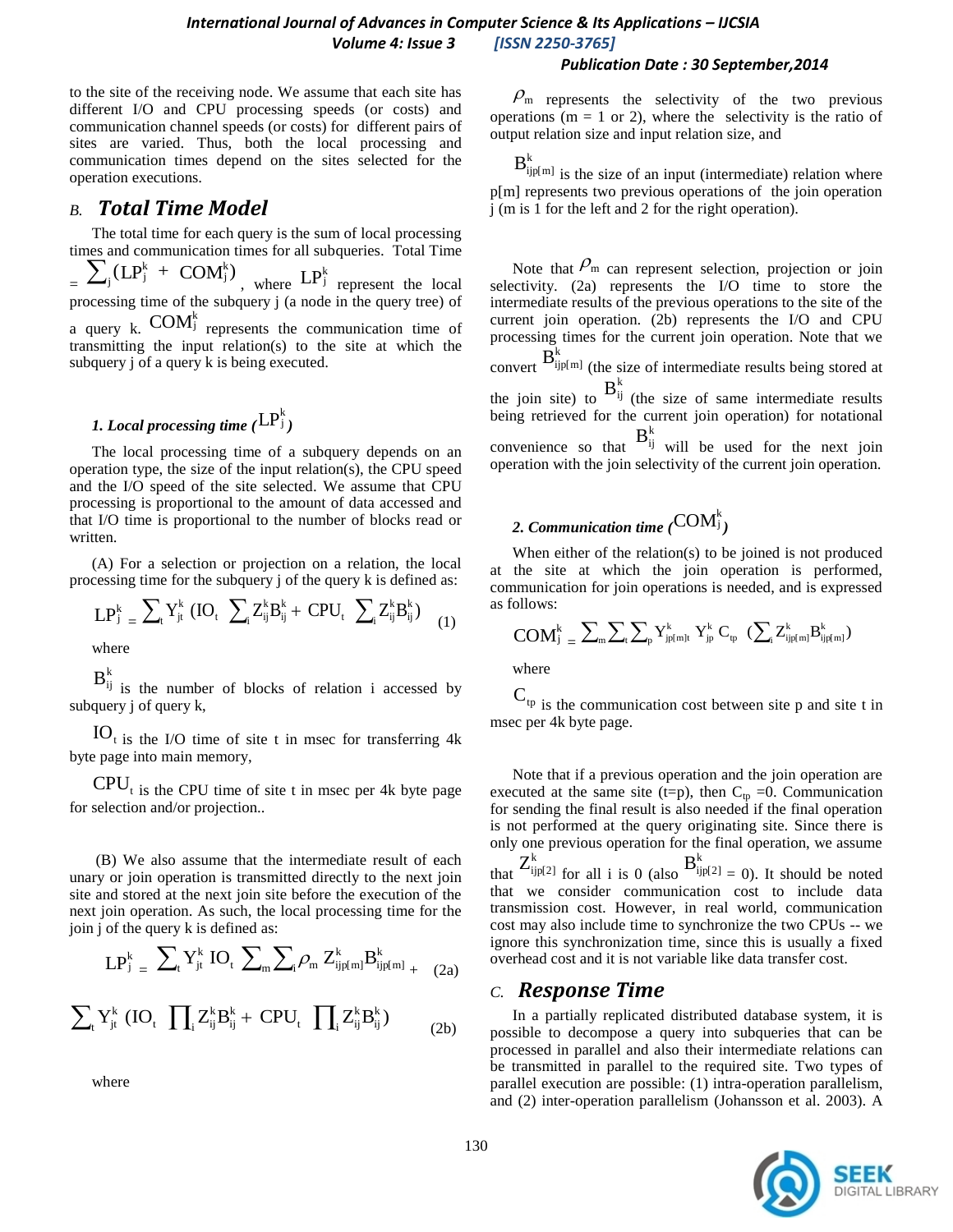to the site of the receiving node. We assume that each site has different I/O and CPU processing speeds (or costs) and communication channel speeds (or costs) for different pairs of sites are varied. Thus, both the local processing and communication times depend on the sites selected for the operation executions.

## B. *Total Time Model*

The total time for each query is the sum of local processing times and communication times for all subqueries. Total Time $= \sum_j (LP_j^k + COM_j^k)$, where $LP_j^k$ represent the local processing time of the subquery j (a node in the query tree) of a query k. $COM_j^k$ represents the communication time of transmitting the input relation(s) to the site at which the subquery j of a query k is being executed.

### *1. Local processing time ($LP_j^k$)*

The local processing time of a subquery depends on an operation type, the size of the input relation(s), the CPU speed and the I/O speed of the site selected. We assume that CPU processing is proportional to the amount of data accessed and that I/O time is proportional to the number of blocks read or written.

(A) For a selection or projection on a relation, the local processing time for the subquery j of the query k is defined as:

$$LP_j^k = \sum_t Y_{jt}^k \left(IO_t \sum_i Z_{ij}^k B_{ij}^k + CPU_t \sum_i Z_{ij}^k B_{ij}^k\right) \quad (1)$$

where

$B_{ij}^k$ is the number of blocks of relation i accessed by subquery j of query k,

$IO_t$ is the I/O time of site t in msec for transferring 4k byte page into main memory,

$CPU_t$ is the CPU time of site t in msec per 4k byte page for selection and/or projection..

(B) We also assume that the intermediate result of each unary or join operation is transmitted directly to the next join site and stored at the next join site before the execution of the next join operation. As such, the local processing time for the join j of the query k is defined as:

$$LP_j^k = \sum_t Y_{jt}^k IO_t \sum_m \sum_i \rho_m Z_{ijp[m]}^k B_{ijp[m]}^k + \quad (2a)$$

$$\sum_t Y_{jt}^k \left(IO_t \prod_i Z_{ij}^k B_{ij}^k + CPU_t \prod_i Z_{ij}^k B_{ij}^k\right) \quad (2b)$$

where

$\rho_m$ represents the selectivity of the two previous operations (m = 1 or 2), where the selectivity is the ratio of output relation size and input relation size, and

$B_{ijp[m]}^k$ is the size of an input (intermediate) relation where p[m] represents two previous operations of the join operation j (m is 1 for the left and 2 for the right operation).

Note that $\rho_m$ can represent selection, projection or join selectivity. (2a) represents the I/O time to store the intermediate results of the previous operations to the site of the current join operation. (2b) represents the I/O and CPU processing times for the current join operation. Note that we convert $B_{ijp[m]}^k$ (the size of intermediate results being stored at the join site) to $B_{ij}^k$ (the size of same intermediate results being retrieved for the current join operation) for notational convenience so that $B_{ij}^k$ will be used for the next join operation with the join selectivity of the current join operation.

### *2. Communication time ($COM_j^k$)*

When either of the relation(s) to be joined is not produced at the site at which the join operation is performed, communication for join operations is needed, and is expressed as follows:

$$COM_j^k = \sum_m \sum_t \sum_p Y_{jp[m]t}^k Y_{jp}^k C_{tp} \left(\sum_i Z_{ijp[m]}^k B_{ijp[m]}^k\right)$$

where

$C_{tp}$ is the communication cost between site p and site t in msec per 4k byte page.

Note that if a previous operation and the join operation are executed at the same site (t=p), then $C_{tp}$ =0. Communication for sending the final result is also needed if the final operation is not performed at the query originating site. Since there is only one previous operation for the final operation, we assume that $Z_{ijp[2]}^k$ for all i is 0 (also $B_{ijp[2]}^k$ = 0). It should be noted that we consider communication cost to include data transmission cost. However, in real world, communication cost may also include time to synchronize the two CPUs -- we ignore this synchronization time, since this is usually a fixed overhead cost and it is not variable like data transfer cost.

## C. *Response Time*

In a partially replicated distributed database system, it is possible to decompose a query into subqueries that can be processed in parallel and also their intermediate relations can be transmitted in parallel to the required site. Two types of parallel execution are possible: (1) intra-operation parallelism, and (2) inter-operation parallelism (Johansson et al. 2003). A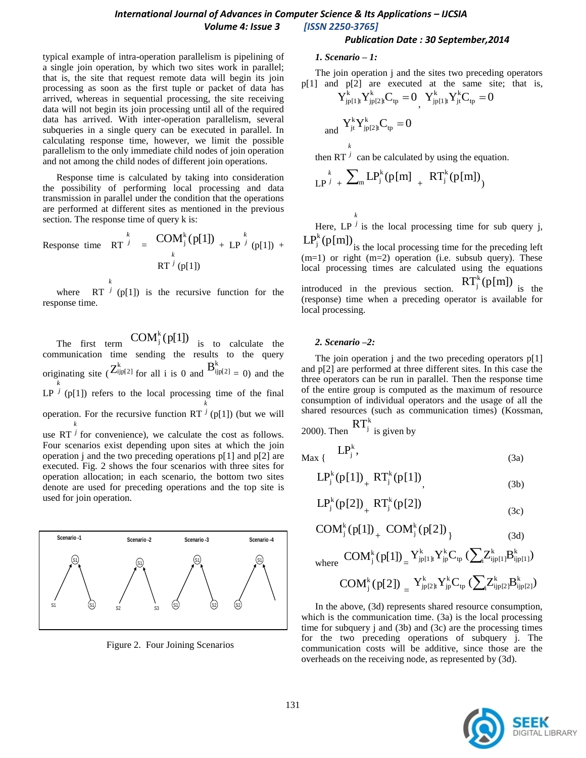typical example of intra-operation parallelism is pipelining of a single join operation, by which two sites work in parallel; that is, the site that request remote data will begin its join processing as soon as the first tuple or packet of data has arrived, whereas in sequential processing, the site receiving data will not begin its join processing until all of the required data has arrived. With inter-operation parallelism, several subqueries in a single query can be executed in parallel. In calculating response time, however, we limit the possible parallelism to the only immediate child nodes of join operation and not among the child nodes of different join operations.

Response time is calculated by taking into consideration the possibility of performing local processing and data transmission in parallel under the condition that the operations are performed at different sites as mentioned in the previous section. The response time of query k is:

$$\text{Response time} \quad RT_j^k = COM_j^k(p[1]) + LP_j^k(p[1]) + RT_j^k(p[1])$$

where $RT_j^k(p[1])$ is the recursive function for the response time.

The first term $COM_j^k(p[1])$ is to calculate the communication time sending the results to the query originating site ($Z_{ijp[2]}^k$ for all i is 0 and $B_{ijp[2]}^k = 0$) and the $LP_j^k(p[1])$ refers to the local processing time of the final operation. For the recursive function $RT_j^k(p[1])$ (but we will use $RT_j^k$ for convenience), we calculate the cost as follows. Four scenarios exist depending upon sites at which the join operation j and the two preceding operations p[1] and p[2] are executed. Fig. 2 shows the four scenarios with three sites for operation allocation; in each scenario, the bottom two sites denote are used for preceding operations and the top site is used for join operation.

| Scenario -1 | Scenario -2 | Scenario -3 | Scenario -4 |
|---|---|---|---|
| Top: S1; Bottom: S1, S1 | Top: S1; Bottom: S2, S3 | Top: S1; Bottom: S1, S2 | Top: S1; Bottom: S2 |

Figure 2. Four Joining Scenarios

*1. Scenario – 1:*

The join operation j and the sites two preceding operators p[1] and p[2] are executed at the same site; that is, $Y_{jp[1]t}^k Y_{jp[2]t}^k C_{tp} = 0$, $Y_{jp[1]t}^k Y_{jt}^k C_{tp} = 0$ and $Y_{jt}^k Y_{jp[2]t}^k C_{tp} = 0$

then $RT_j^k$ can be calculated by using the equation.

$$LP_j^k + \sum_m LP_j^k(p[m] + RT_j^k(p[m]))$$

Here, $LP_j^k$ is the local processing time for sub query j, $LP_j^k(p[m])$ is the local processing time for the preceding left (m=1) or right (m=2) operation (i.e. subsub query). These local processing times are calculated using the equations introduced in the previous section. $RT_j^k(p[m])$ is the (response) time when a preceding operator is available for local processing.

*2. Scenario –2:*

The join operation j and the two preceding operators p[1] and p[2] are performed at three different sites. In this case the three operators can be run in parallel. Then the response time of the entire group is computed as the maximum of resource consumption of individual operators and the usage of all the shared resources (such as communication times) (Kossman, 2000). Then $RT_j^k$ is given by

$$\text{Max}\ \{\ LP_j^k, \tag{3a}$$

$$LP_j^k(p[1]) + RT_j^k(p[1]), \tag{3b}$$

$$LP_j^k(p[2]) + RT_j^k(p[2]) \tag{3c}$$

$$COM_j^k(p[1]) + COM_j^k(p[2])\ \} \tag{3d}$$

where $COM_j^k(p[1]) = Y_{jp[1]t}^k Y_{jp}^k C_{tp} (\sum_i Z_{ijp[1]}^k B_{ijp[1]}^k)$

$$COM_j^k(p[2]) = Y_{jp[2]t}^k Y_{jp}^k C_{tp} (\sum_i Z_{ijp[2]}^k B_{ijp[2]}^k)$$

In the above, (3d) represents shared resource consumption, which is the communication time. (3a) is the local processing time for subquery j and (3b) and (3c) are the processing times for the two preceding operations of subquery j. The communication costs will be additive, since those are the overheads on the receiving node, as represented by (3d).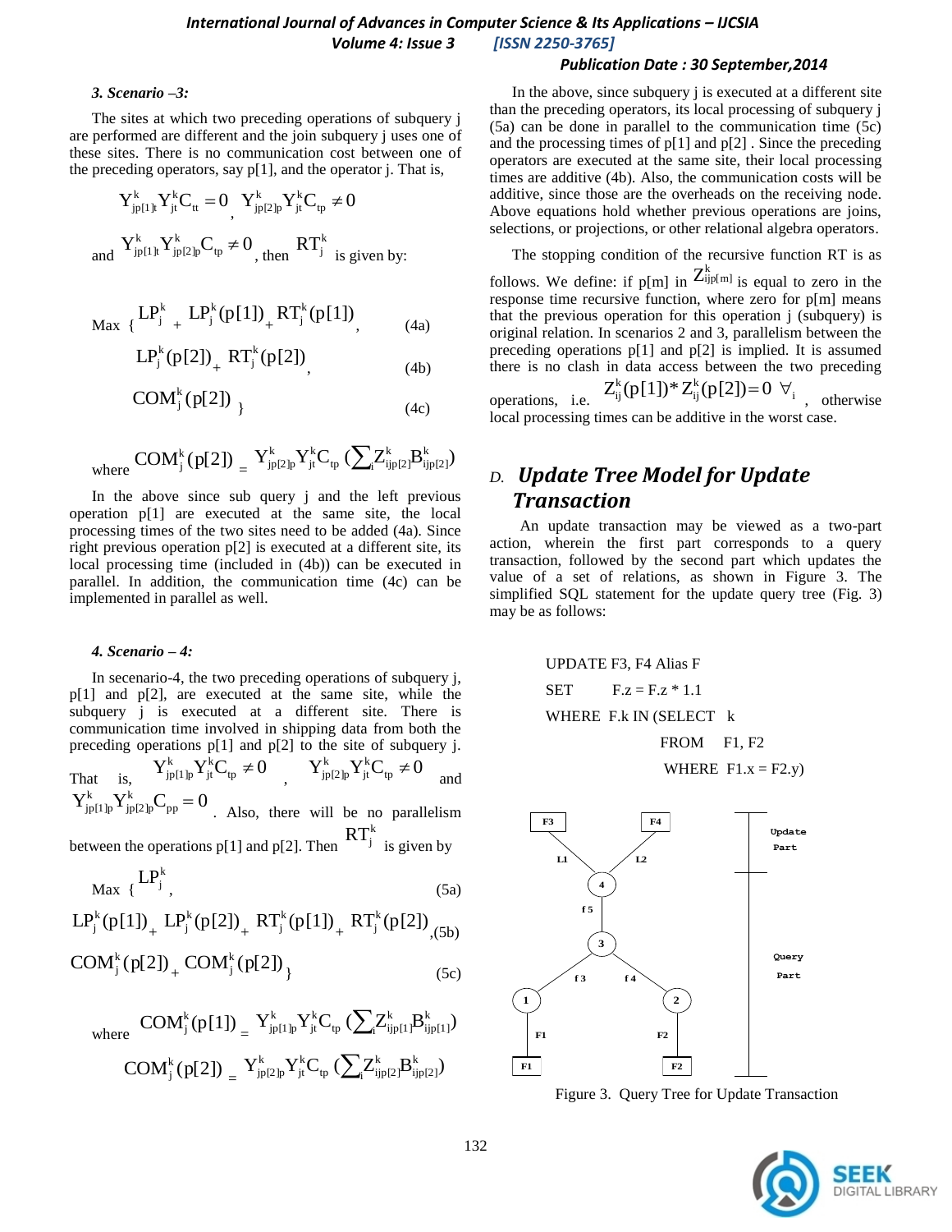#### 3. Scenario –3:

The sites at which two preceding operations of subquery j are performed are different and the join subquery j uses one of these sites. There is no communication cost between one of the preceding operators, say p[1], and the operator j. That is,

$Y^k_{jp[1]t} Y^k_{jt} C_{tt} = 0$ , $Y^k_{jp[2]p} Y^k_{jt} C_{tp} \neq 0$

and $Y^k_{jp[1]t} Y^k_{jp[2]p} C_{tp} \neq 0$ , then $RT^k_j$ is given by:

$$\text{Max } \{ LP^k_j + LP^k_j(p[1]) + RT^k_j(p[1]), \tag{4a}$$

$$LP^k_j(p[2]) + RT^k_j(p[2]), \tag{4b}$$

$$COM^k_j(p[2]) \} \tag{4c}$$

where $COM^k_j(p[2]) = Y^k_{jp[2]p} Y^k_{jt} C_{tp} (\sum_i Z^k_{ijp[2]} B^k_{ijp[2]})$

In the above since sub query j and the left previous operation p[1] are executed at the same site, the local processing times of the two sites need to be added (4a). Since right previous operation p[2] is executed at a different site, its local processing time (included in (4b)) can be executed in parallel. In addition, the communication time (4c) can be implemented in parallel as well.

#### 4. Scenario – 4:

In secenario-4, the two preceding operations of subquery j, p[1] and p[2], are executed at the same site, while the subquery j is executed at a different site. There is communication time involved in shipping data from both the preceding operations p[1] and p[2] to the site of subquery j. That is, $Y^k_{jp[1]p} Y^k_{jt} C_{tp} \neq 0$ , $Y^k_{jp[2]p} Y^k_{jt} C_{tp} \neq 0$ and $Y^k_{jp[1]p} Y^k_{jp[2]p} C_{pp} = 0$ . Also, there will be no parallelism between the operations p[1] and p[2]. Then $RT^k_j$ is given by

$$\text{Max } \{ LP^k_j, \tag{5a}$$

$$LP^k_j(p[1]) + LP^k_j(p[2]) + RT^k_j(p[1]) + RT^k_j(p[2]), \tag{5b}$$

$$COM^k_j(p[2]) + COM^k_j(p[2]) \} \tag{5c}$$

where $COM^k_j(p[1]) = Y^k_{jp[1]p} Y^k_{jt} C_{tp} (\sum_i Z^k_{ijp[1]} B^k_{ijp[1]})$

$COM^k_j(p[2]) = Y^k_{jp[2]p} Y^k_{jt} C_{tp} (\sum_i Z^k_{ijp[2]} B^k_{ijp[2]})$

In the above, since subquery j is executed at a different site than the preceding operators, its local processing of subquery j (5a) can be done in parallel to the communication time (5c) and the processing times of p[1] and p[2] . Since the preceding operators are executed at the same site, their local processing times are additive (4b). Also, the communication costs will be additive, since those are the overheads on the receiving node. Above equations hold whether previous operations are joins, selections, or projections, or other relational algebra operators.

The stopping condition of the recursive function RT is as follows. We define: if p[m] in $Z^k_{ijp[m]}$ is equal to zero in the response time recursive function, where zero for p[m] means that the previous operation for this operation j (subquery) is original relation. In scenarios 2 and 3, parallelism between the preceding operations p[1] and p[2] is implied. It is assumed there is no clash in data access between the two preceding operations, i.e. $Z^k_{ij}(p[1]) * Z^k_{ij}(p[2]) = 0 \;\; \forall_i$ , otherwise local processing times can be additive in the worst case.

## D. *Update Tree Model for Update Transaction*

An update transaction may be viewed as a two-part action, wherein the first part corresponds to a query transaction, followed by the second part which updates the value of a set of relations, as shown in Figure 3. The simplified SQL statement for the update query tree (Fig. 3) may be as follows:

```
UPDATE F3, F4 Alias F
SET     F.z = F.z * 1.1
WHERE  F.k IN (SELECT  k
                 FROM    F1, F2
                 WHERE  F1.x = F2.y)
```

Figure 3. Query Tree for Update Transaction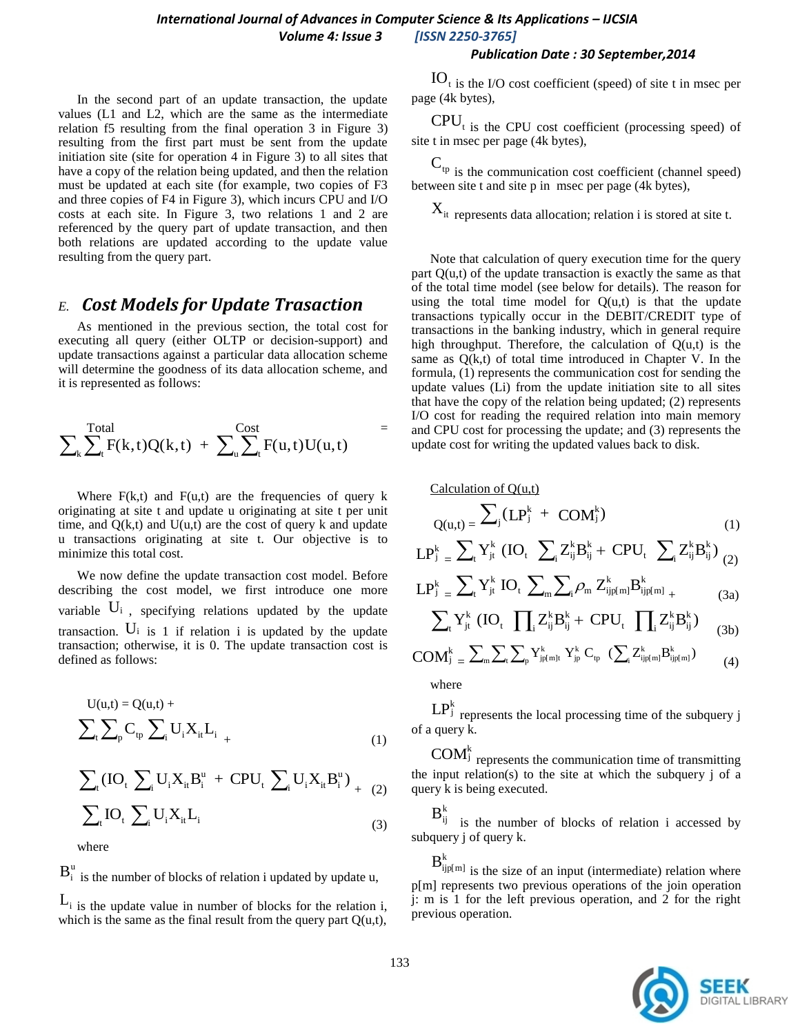In the second part of an update transaction, the update values (L1 and L2, which are the same as the intermediate relation f5 resulting from the final operation 3 in Figure 3) resulting from the first part must be sent from the update initiation site (site for operation 4 in Figure 3) to all sites that have a copy of the relation being updated, and then the relation must be updated at each site (for example, two copies of F3 and three copies of F4 in Figure 3), which incurs CPU and I/O costs at each site. In Figure 3, two relations 1 and 2 are referenced by the query part of update transaction, and then both relations are updated according to the update value resulting from the query part.

## *E. Cost Models for Update Trasaction*

As mentioned in the previous section, the total cost for executing all query (either OLTP or decision-support) and update transactions against a particular data allocation scheme will determine the goodness of its data allocation scheme, and it is represented as follows:

$$\text{Total Cost} = \sum_k \sum_t F(k,t)Q(k,t) + \sum_u \sum_t F(u,t)U(u,t)$$

Where F(k,t) and F(u,t) are the frequencies of query k originating at site t and update u originating at site t per unit time, and Q(k,t) and U(u,t) are the cost of query k and update u transactions originating at site t. Our objective is to minimize this total cost.

We now define the update transaction cost model. Before describing the cost model, we first introduce one more variable $U_i$, specifying relations updated by the update transaction. $U_i$ is 1 if relation i is updated by the update transaction; otherwise, it is 0. The update transaction cost is defined as follows:

$$U(u,t) = Q(u,t) + \sum_t \sum_p C_{tp} \sum_i U_i X_{it} L_i + \quad (1)$$

$$\sum_t (IO_t \sum_i U_i X_{it} B_i^u + CPU_t \sum_i U_i X_{it} B_i^u) + \quad (2)$$

$$\sum_t IO_t \sum_i U_i X_{it} L_i \quad (3)$$

where

$B_i^u$ is the number of blocks of relation i updated by update u,

$L_i$ is the update value in number of blocks for the relation i, which is the same as the final result from the query part Q(u,t),

$IO_t$ is the I/O cost coefficient (speed) of site t in msec per page (4k bytes),

$CPU_t$ is the CPU cost coefficient (processing speed) of site t in msec per page (4k bytes),

$C_{tp}$ is the communication cost coefficient (channel speed) between site t and site p in msec per page (4k bytes),

$X_{it}$ represents data allocation; relation i is stored at site t.

Note that calculation of query execution time for the query part Q(u,t) of the update transaction is exactly the same as that of the total time model (see below for details). The reason for using the total time model for Q(u,t) is that the update transactions typically occur in the DEBIT/CREDIT type of transactions in the banking industry, which in general require high throughput. Therefore, the calculation of Q(u,t) is the same as Q(k,t) of total time introduced in Chapter V. In the formula, (1) represents the communication cost for sending the update values (Li) from the update initiation site to all sites that have the copy of the relation being updated; (2) represents I/O cost for reading the required relation into main memory and CPU cost for processing the update; and (3) represents the update cost for writing the updated values back to disk.

Calculation of Q(u,t)

$$Q(u,t) = \sum_j (LP_j^k + COM_j^k) \quad (1)$$

$$LP_j^k = \sum_t Y_{jt}^k (IO_t \sum_i Z_{ij}^k B_{ij}^k + CPU_t \sum_i Z_{ij}^k B_{ij}^k) \quad (2)$$

$$LP_j^k = \sum_t Y_{jt}^k IO_t \sum_m \sum_i \rho_m Z_{ijp[m]}^k B_{ijp[m]}^k + \quad (3a)$$

$$\sum_t Y_{jt}^k (IO_t \prod_i Z_{ij}^k B_{ij}^k + CPU_t \prod_i Z_{ij}^k B_{ij}^k) \quad (3b)$$

$$COM_j^k = \sum_m \sum_t \sum_p Y_{jp[m]t}^k Y_{jp}^k C_{tp} (\sum_i Z_{ijp[m]}^k B_{ijp[m]}^k) \quad (4)$$

where

$LP_j^k$ represents the local processing time of the subquery j of a query k.

$COM_j^k$ represents the communication time of transmitting the input relation(s) to the site at which the subquery j of a query k is being executed.

$B_{ij}^k$ is the number of blocks of relation i accessed by subquery j of query k.

$B_{ijp[m]}^k$ is the size of an input (intermediate) relation where p[m] represents two previous operations of the join operation j: m is 1 for the left previous operation, and 2 for the right previous operation.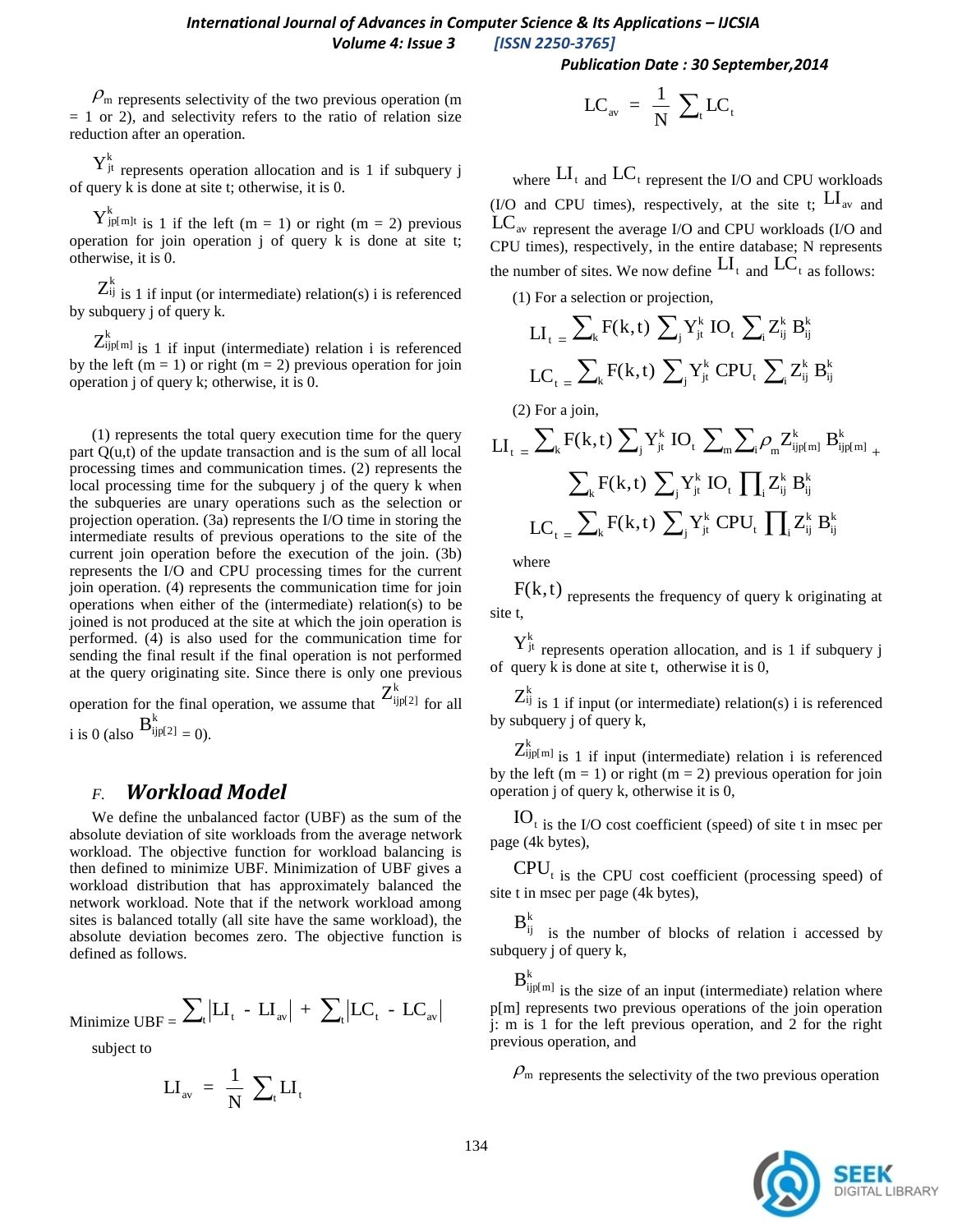$\rho_m$ represents selectivity of the two previous operation (m = 1 or 2), and selectivity refers to the ratio of relation size reduction after an operation.

$Y^k_{jt}$ represents operation allocation and is 1 if subquery j of query k is done at site t; otherwise, it is 0.

$Y^k_{jp[m]t}$ is 1 if the left (m = 1) or right (m = 2) previous operation for join operation j of query k is done at site t; otherwise, it is 0.

$Z^k_{ij}$ is 1 if input (or intermediate) relation(s) i is referenced by subquery j of query k.

$Z^k_{ijp[m]}$ is 1 if input (intermediate) relation i is referenced by the left (m = 1) or right (m = 2) previous operation for join operation j of query k; otherwise, it is 0.

(1) represents the total query execution time for the query part Q(u,t) of the update transaction and is the sum of all local processing times and communication times. (2) represents the local processing time for the subquery j of the query k when the subqueries are unary operations such as the selection or projection operation. (3a) represents the I/O time in storing the intermediate results of previous operations to the site of the current join operation before the execution of the join. (3b) represents the I/O and CPU processing times for the current join operation. (4) represents the communication time for join operations when either of the (intermediate) relation(s) to be joined is not produced at the site at which the join operation is performed. (4) is also used for the communication time for sending the final result if the final operation is not performed at the query originating site. Since there is only one previous operation for the final operation, we assume that $Z^k_{ijp[2]}$ for all i is 0 (also $B^k_{ijp[2]} = 0$).

### F. *Workload Model*

We define the unbalanced factor (UBF) as the sum of the absolute deviation of site workloads from the average network workload. The objective function for workload balancing is then defined to minimize UBF. Minimization of UBF gives a workload distribution that has approximately balanced the network workload. Note that if the network workload among sites is balanced totally (all site have the same workload), the absolute deviation becomes zero. The objective function is defined as follows.

$$\text{Minimize UBF} = \sum_t \left| LI_t - LI_{av} \right| + \sum_t \left| LC_t - LC_{av} \right|$$

subject to

$$LI_{av} = \frac{1}{N} \sum_t LI_t$$

$$LC_{av} = \frac{1}{N} \sum_t LC_t$$

where $LI_t$ and $LC_t$ represent the I/O and CPU workloads (I/O and CPU times), respectively, at the site t; $LI_{av}$ and $LC_{av}$ represent the average I/O and CPU workloads (I/O and CPU times), respectively, in the entire database; N represents the number of sites. We now define $LI_t$ and $LC_t$ as follows:

(1) For a selection or projection,

$$LI_t = \sum_k F(k,t) \sum_j Y^k_{jt} \, IO_t \sum_i Z^k_{ij} B^k_{ij}$$

$$LC_t = \sum_k F(k,t) \sum_j Y^k_{jt} \, CPU_t \sum_i Z^k_{ij} B^k_{ij}$$

(2) For a join,

$$LI_t = \sum_k F(k,t) \sum_j Y^k_{jt} \, IO_t \sum_m \sum_i \rho_m Z^k_{ijp[m]} B^k_{ijp[m]} + \sum_k F(k,t) \sum_j Y^k_{jt} \, IO_t \prod_i Z^k_{ij} B^k_{ij}$$

$$LC_t = \sum_k F(k,t) \sum_j Y^k_{jt} \, CPU_t \prod_i Z^k_{ij} B^k_{ij}$$

where

$F(k,t)$ represents the frequency of query k originating at site t,

$Y^k_{jt}$ represents operation allocation, and is 1 if subquery j of query k is done at site t, otherwise it is 0,

$Z^k_{ij}$ is 1 if input (or intermediate) relation(s) i is referenced by subquery j of query k,

$Z^k_{ijp[m]}$ is 1 if input (intermediate) relation i is referenced by the left (m = 1) or right (m = 2) previous operation for join operation j of query k, otherwise it is 0,

$IO_t$ is the I/O cost coefficient (speed) of site t in msec per page (4k bytes),

$CPU_t$ is the CPU cost coefficient (processing speed) of site t in msec per page (4k bytes),

$B^k_{ij}$ is the number of blocks of relation i accessed by subquery j of query k,

$B^k_{ijp[m]}$ is the size of an input (intermediate) relation where p[m] represents two previous operations of the join operation j: m is 1 for the left previous operation, and 2 for the right previous operation, and

$\rho_m$ represents the selectivity of the two previous operation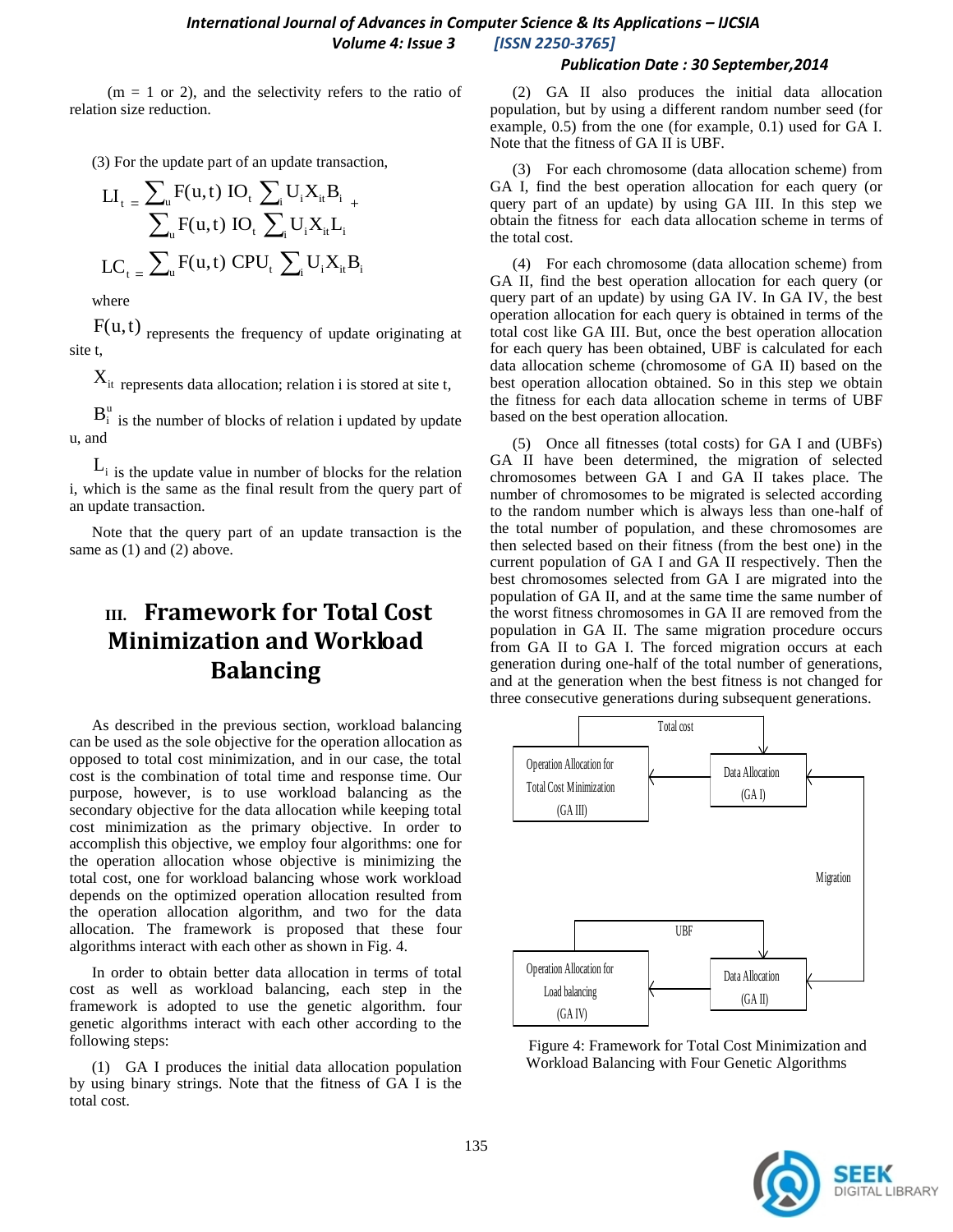(m = 1 or 2), and the selectivity refers to the ratio of relation size reduction.

(3) For the update part of an update transaction,

$$LI_t = \sum_u F(u,t)\, IO_t \sum_i U_i X_{it} B_i + \sum_u F(u,t)\, IO_t \sum_i U_i X_{it} L_i$$

$$LC_t = \sum_u F(u,t)\, CPU_t \sum_i U_i X_{it} B_i$$

where

$F(u,t)$ represents the frequency of update originating at site t,

$X_{it}$ represents data allocation; relation i is stored at site t,

$B_i^u$ is the number of blocks of relation i updated by update u, and

$L_i$ is the update value in number of blocks for the relation i, which is the same as the final result from the query part of an update transaction.

Note that the query part of an update transaction is the same as (1) and (2) above.

# III. Framework for Total Cost Minimization and Workload Balancing

As described in the previous section, workload balancing can be used as the sole objective for the operation allocation as opposed to total cost minimization, and in our case, the total cost is the combination of total time and response time. Our purpose, however, is to use workload balancing as the secondary objective for the data allocation while keeping total cost minimization as the primary objective. In order to accomplish this objective, we employ four algorithms: one for the operation allocation whose objective is minimizing the total cost, one for workload balancing whose work workload depends on the optimized operation allocation resulted from the operation allocation algorithm, and two for the data allocation. The framework is proposed that these four algorithms interact with each other as shown in Fig. 4.

In order to obtain better data allocation in terms of total cost as well as workload balancing, each step in the framework is adopted to use the genetic algorithm. four genetic algorithms interact with each other according to the following steps:

(1) GA I produces the initial data allocation population by using binary strings. Note that the fitness of GA I is the total cost.

(2) GA II also produces the initial data allocation population, but by using a different random number seed (for example, 0.5) from the one (for example, 0.1) used for GA I. Note that the fitness of GA II is UBF.

(3) For each chromosome (data allocation scheme) from GA I, find the best operation allocation for each query (or query part of an update) by using GA III. In this step we obtain the fitness for each data allocation scheme in terms of the total cost.

(4) For each chromosome (data allocation scheme) from GA II, find the best operation allocation for each query (or query part of an update) by using GA IV. In GA IV, the best operation allocation for each query is obtained in terms of the total cost like GA III. But, once the best operation allocation for each query has been obtained, UBF is calculated for each data allocation scheme (chromosome of GA II) based on the best operation allocation obtained. So in this step we obtain the fitness for each data allocation scheme in terms of UBF based on the best operation allocation.

(5) Once all fitnesses (total costs) for GA I and (UBFs) GA II have been determined, the migration of selected chromosomes between GA I and GA II takes place. The number of chromosomes to be migrated is selected according to the random number which is always less than one-half of the total number of population, and these chromosomes are then selected based on their fitness (from the best one) in the current population of GA I and GA II respectively. Then the best chromosomes selected from GA I are migrated into the population of GA II, and at the same time the same number of the worst fitness chromosomes in GA II are removed from the population in GA II. The same migration procedure occurs from GA II to GA I. The forced migration occurs at each generation during one-half of the total number of generations, and at the generation when the best fitness is not changed for three consecutive generations during subsequent generations.

Figure 4: Framework for Total Cost Minimization and Workload Balancing with Four Genetic Algorithms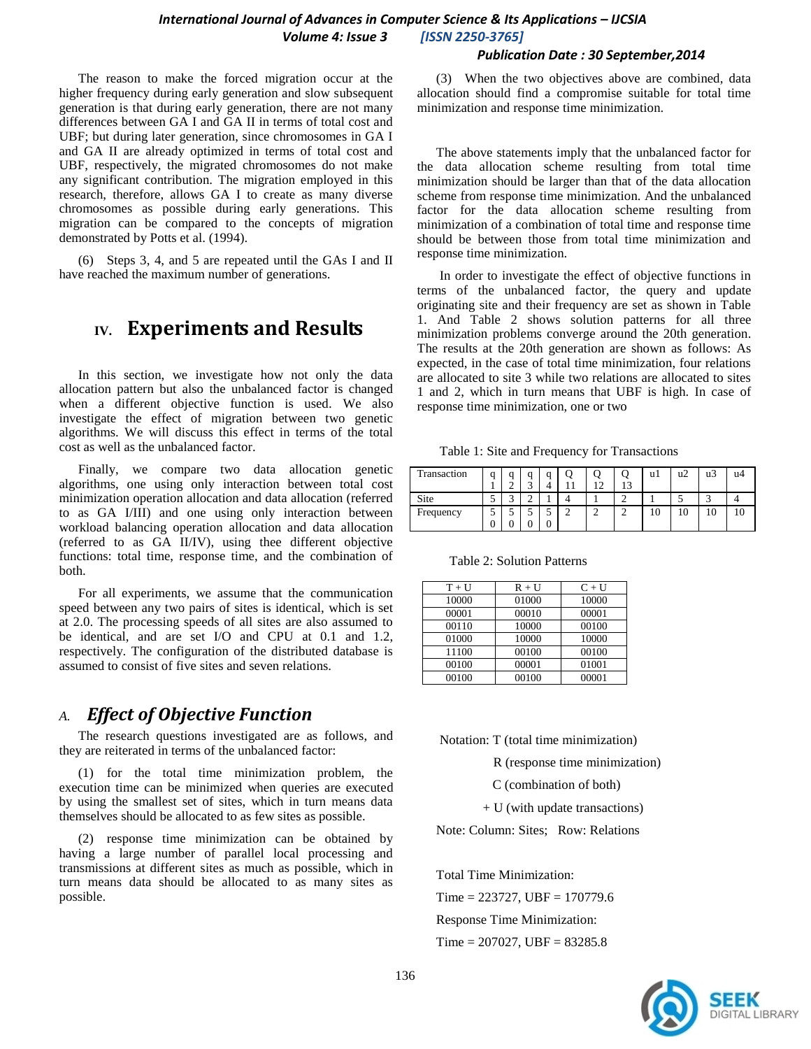The reason to make the forced migration occur at the higher frequency during early generation and slow subsequent generation is that during early generation, there are not many differences between GA I and GA II in terms of total cost and UBF; but during later generation, since chromosomes in GA I and GA II are already optimized in terms of total cost and UBF, respectively, the migrated chromosomes do not make any significant contribution. The migration employed in this research, therefore, allows GA I to create as many diverse chromosomes as possible during early generations. This migration can be compared to the concepts of migration demonstrated by Potts et al. (1994).

(6) Steps 3, 4, and 5 are repeated until the GAs I and II have reached the maximum number of generations.

# IV. Experiments and Results

In this section, we investigate how not only the data allocation pattern but also the unbalanced factor is changed when a different objective function is used. We also investigate the effect of migration between two genetic algorithms. We will discuss this effect in terms of the total cost as well as the unbalanced factor.

Finally, we compare two data allocation genetic algorithms, one using only interaction between total cost minimization operation allocation and data allocation (referred to as GA I/III) and one using only interaction between workload balancing operation allocation and data allocation (referred to as GA II/IV), using thee different objective functions: total time, response time, and the combination of both.

For all experiments, we assume that the communication speed between any two pairs of sites is identical, which is set at 2.0. The processing speeds of all sites are also assumed to be identical, and are set I/O and CPU at 0.1 and 1.2, respectively. The configuration of the distributed database is assumed to consist of five sites and seven relations.

## A. *Effect of Objective Function*

The research questions investigated are as follows, and they are reiterated in terms of the unbalanced factor:

(1) for the total time minimization problem, the execution time can be minimized when queries are executed by using the smallest set of sites, which in turn means data themselves should be allocated to as few sites as possible.

(2) response time minimization can be obtained by having a large number of parallel local processing and transmissions at different sites as much as possible, which in turn means data should be allocated to as many sites as possible.

(3) When the two objectives above are combined, data allocation should find a compromise suitable for total time minimization and response time minimization.

The above statements imply that the unbalanced factor for the data allocation scheme resulting from total time minimization should be larger than that of the data allocation scheme from response time minimization. And the unbalanced factor for the data allocation scheme resulting from minimization of a combination of total time and response time should be between those from total time minimization and response time minimization.

In order to investigate the effect of objective functions in terms of the unbalanced factor, the query and update originating site and their frequency are set as shown in Table 1. And Table 2 shows solution patterns for all three minimization problems converge around the 20th generation. The results at the 20th generation are shown as follows: As expected, in the case of total time minimization, four relations are allocated to site 3 while two relations are allocated to sites 1 and 2, which in turn means that UBF is high. In case of response time minimization, one or two

Table 1: Site and Frequency for Transactions

| Transaction | q1 | q2 | q3 | q4 | Q11 | Q12 | Q13 | u1 | u2 | u3 | u4 |
|---|---|---|---|---|---|---|---|---|---|---|---|
| Site | 5 | 3 | 2 | 1 | 4 | 1 | 2 | 1 | 5 | 3 | 4 |
| Frequency | 50 | 50 | 50 | 50 | 2 | 2 | 2 | 10 | 10 | 10 | 10 |

Table 2: Solution Patterns

| T + U | R + U | C + U |
|---|---|---|
| 10000 | 01000 | 10000 |
| 00001 | 00010 | 00001 |
| 00110 | 10000 | 00100 |
| 01000 | 10000 | 10000 |
| 11100 | 00100 | 00100 |
| 00100 | 00001 | 01001 |
| 00100 | 00100 | 00001 |

Notation: T (total time minimization)

R (response time minimization)

C (combination of both)

+ U (with update transactions)

Note: Column: Sites; Row: Relations

Total Time Minimization:

Time = 223727, UBF = 170779.6

Response Time Minimization:

Time = 207027, UBF = 83285.8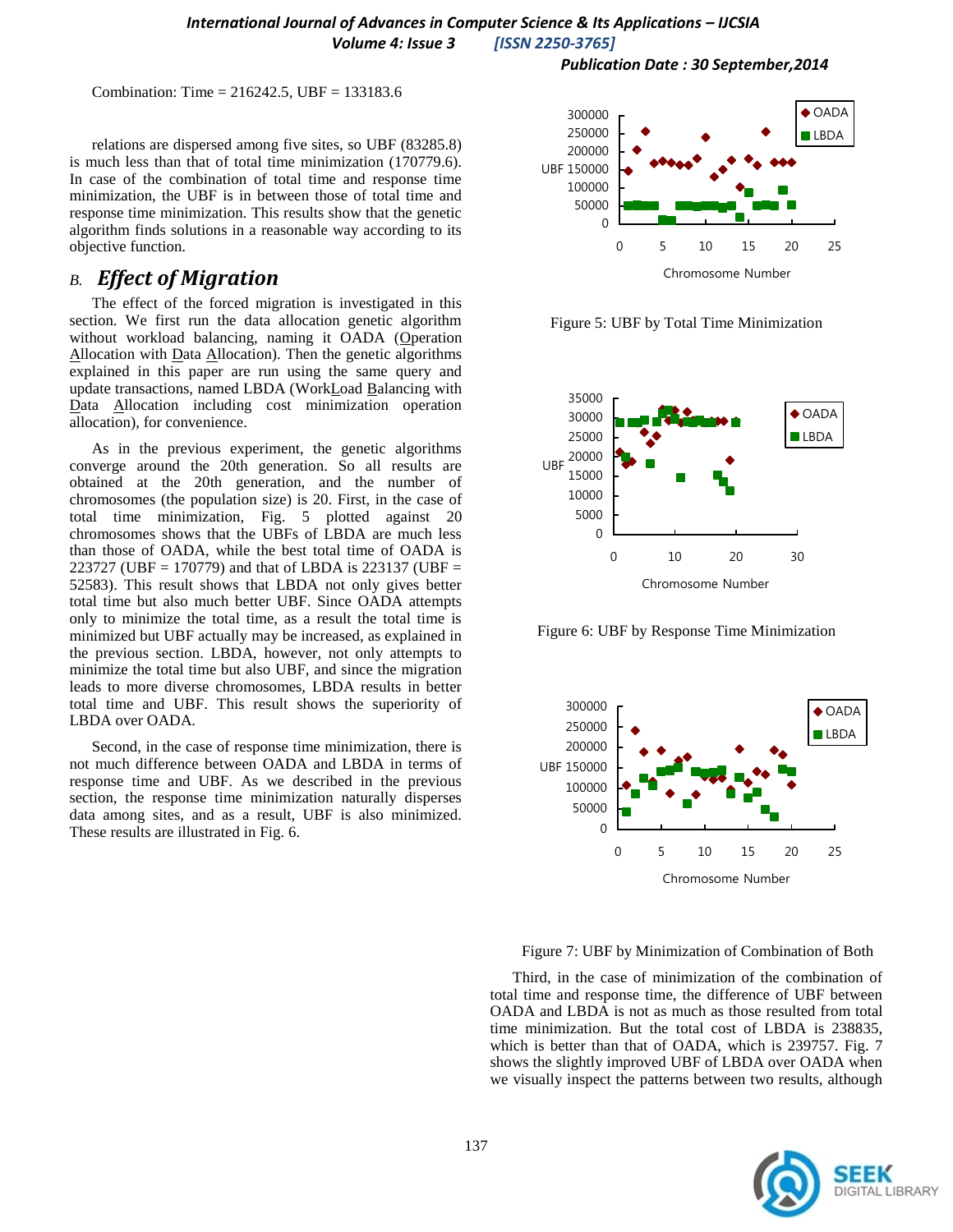Combination: Time = 216242.5, UBF = 133183.6

relations are dispersed among five sites, so UBF (83285.8) is much less than that of total time minimization (170779.6). In case of the combination of total time and response time minimization, the UBF is in between those of total time and response time minimization. This results show that the genetic algorithm finds solutions in a reasonable way according to its objective function.

## *B.* *Effect of Migration*

The effect of the forced migration is investigated in this section. We first run the data allocation genetic algorithm without workload balancing, naming it OADA (Operation Allocation with Data Allocation). Then the genetic algorithms explained in this paper are run using the same query and update transactions, named LBDA (WorkLoad Balancing with Data Allocation including cost minimization operation allocation), for convenience.

As in the previous experiment, the genetic algorithms converge around the 20th generation. So all results are obtained at the 20th generation, and the number of chromosomes (the population size) is 20. First, in the case of total time minimization, Fig. 5 plotted against 20 chromosomes shows that the UBFs of LBDA are much less than those of OADA, while the best total time of OADA is 223727 (UBF = 170779) and that of LBDA is 223137 (UBF = 52583). This result shows that LBDA not only gives better total time but also much better UBF. Since OADA attempts only to minimize the total time, as a result the total time is minimized but UBF actually may be increased, as explained in the previous section. LBDA, however, not only attempts to minimize the total time but also UBF, and since the migration leads to more diverse chromosomes, LBDA results in better total time and UBF. This result shows the superiority of LBDA over OADA.

Second, in the case of response time minimization, there is not much difference between OADA and LBDA in terms of response time and UBF. As we described in the previous section, the response time minimization naturally disperses data among sites, and as a result, UBF is also minimized. These results are illustrated in Fig. 6.

Figure 5: UBF by Total Time Minimization

Figure 6: UBF by Response Time Minimization

Figure 7: UBF by Minimization of Combination of Both

Third, in the case of minimization of the combination of total time and response time, the difference of UBF between OADA and LBDA is not as much as those resulted from total time minimization. But the total cost of LBDA is 238835, which is better than that of OADA, which is 239757. Fig. 7 shows the slightly improved UBF of LBDA over OADA when we visually inspect the patterns between two results, although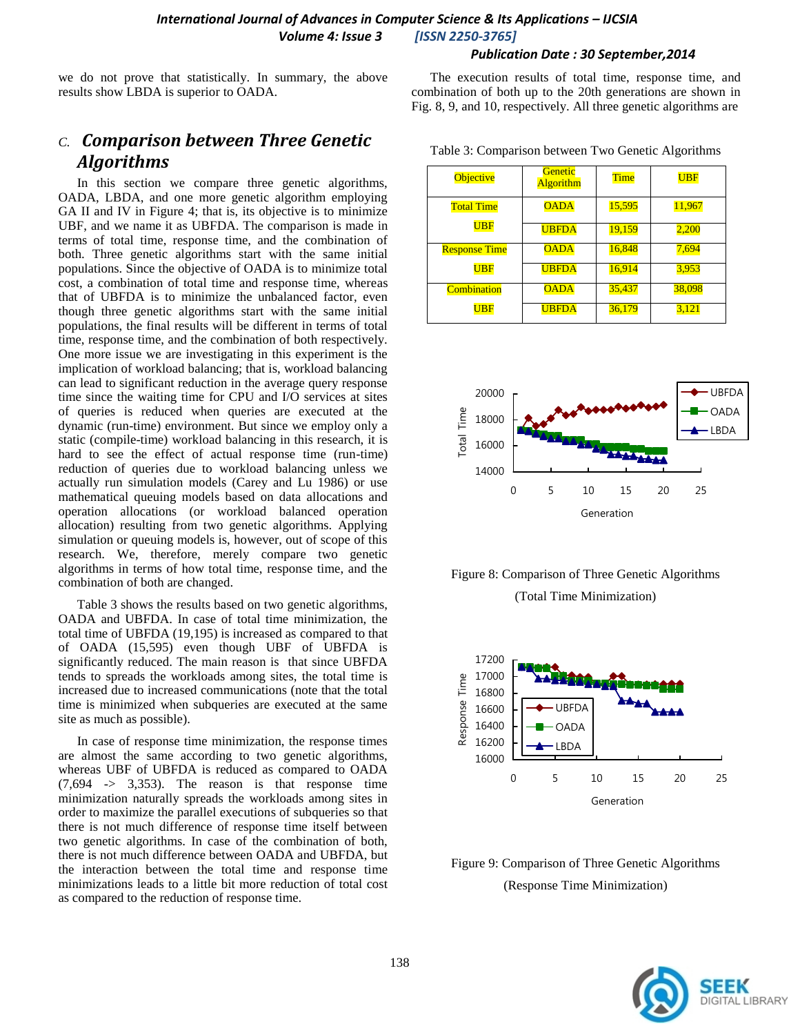we do not prove that statistically. In summary, the above results show LBDA is superior to OADA.

## *C. Comparison between Three Genetic Algorithms*

In this section we compare three genetic algorithms, OADA, LBDA, and one more genetic algorithm employing GA II and IV in Figure 4; that is, its objective is to minimize UBF, and we name it as UBFDA. The comparison is made in terms of total time, response time, and the combination of both. Three genetic algorithms start with the same initial populations. Since the objective of OADA is to minimize total cost, a combination of total time and response time, whereas that of UBFDA is to minimize the unbalanced factor, even though three genetic algorithms start with the same initial populations, the final results will be different in terms of total time, response time, and the combination of both respectively. One more issue we are investigating in this experiment is the implication of workload balancing; that is, workload balancing can lead to significant reduction in the average query response time since the waiting time for CPU and I/O services at sites of queries is reduced when queries are executed at the dynamic (run-time) environment. But since we employ only a static (compile-time) workload balancing in this research, it is hard to see the effect of actual response time (run-time) reduction of queries due to workload balancing unless we actually run simulation models (Carey and Lu 1986) or use mathematical queuing models based on data allocations and operation allocations (or workload balanced operation allocation) resulting from two genetic algorithms. Applying simulation or queuing models is, however, out of scope of this research. We, therefore, merely compare two genetic algorithms in terms of how total time, response time, and the combination of both are changed.

Table 3 shows the results based on two genetic algorithms, OADA and UBFDA. In case of total time minimization, the total time of UBFDA (19,195) is increased as compared to that of OADA (15,595) even though UBF of UBFDA is significantly reduced. The main reason is that since UBFDA tends to spreads the workloads among sites, the total time is increased due to increased communications (note that the total time is minimized when subqueries are executed at the same site as much as possible).

In case of response time minimization, the response times are almost the same according to two genetic algorithms, whereas UBF of UBFDA is reduced as compared to OADA (7,694 -> 3,353). The reason is that response time minimization naturally spreads the workloads among sites in order to maximize the parallel executions of subqueries so that there is not much difference of response time itself between two genetic algorithms. In case of the combination of both, there is not much difference between OADA and UBFDA, but the interaction between the total time and response time minimizations leads to a little bit more reduction of total cost as compared to the reduction of response time.

The execution results of total time, response time, and combination of both up to the 20th generations are shown in Fig. 8, 9, and 10, respectively. All three genetic algorithms are

Table 3: Comparison between Two Genetic Algorithms

| Objective | Genetic Algorithm | Time | UBF |
|---|---|---|---|
| Total Time | OADA | 15,595 | 11,967 |
| UBF | UBFDA | 19,159 | 2,200 |
| Response Time | OADA | 16,848 | 7,694 |
| UBF | UBFDA | 16,914 | 3,953 |
| Combination | OADA | 35,437 | 38,098 |
| UBF | UBFDA | 36,179 | 3,121 |

Total Time
20000
18000
16000
14000
0 5 10 15 20 25
Generation
UBFDA
OADA
LBDA

Figure 8: Comparison of Three Genetic Algorithms (Total Time Minimization)

Response Time
17200
17000
16800
16600
16400
16200
16000
0 5 10 15 20 25
Generation
UBFDA
OADA
LBDA

Figure 9: Comparison of Three Genetic Algorithms (Response Time Minimization)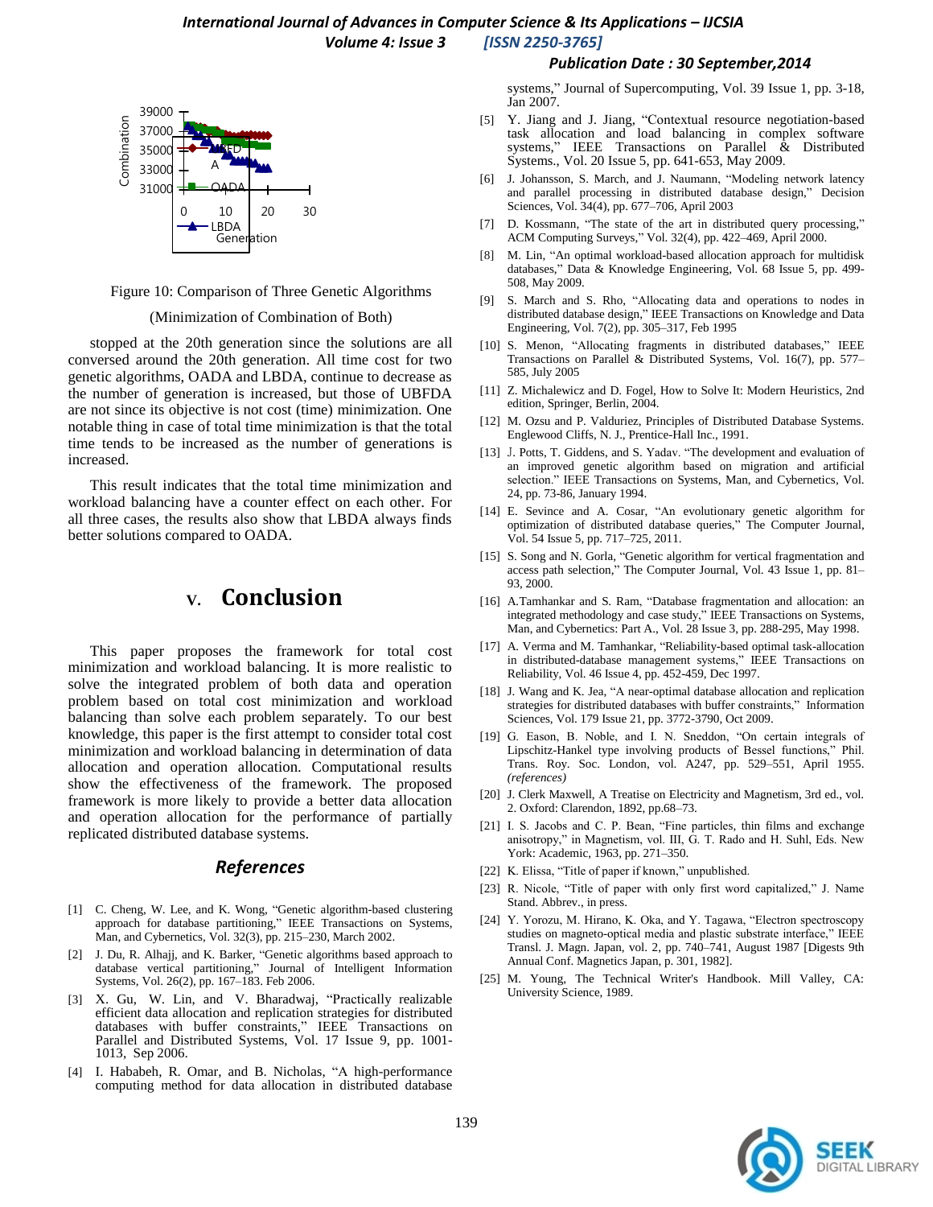39000
37000
35000
33000
31000
Combination
0 10 20 30
Generation
UBFDA
OADA
LBDA

Figure 10: Comparison of Three Genetic Algorithms

(Minimization of Combination of Both)

stopped at the 20th generation since the solutions are all conversed around the 20th generation. All time cost for two genetic algorithms, OADA and LBDA, continue to decrease as the number of generation is increased, but those of UBFDA are not since its objective is not cost (time) minimization. One notable thing in case of total time minimization is that the total time tends to be increased as the number of generations is increased.

This result indicates that the total time minimization and workload balancing have a counter effect on each other. For all three cases, the results also show that LBDA always finds better solutions compared to OADA.

## V. Conclusion

This paper proposes the framework for total cost minimization and workload balancing. It is more realistic to solve the integrated problem of both data and operation problem based on total cost minimization and workload balancing than solve each problem separately. To our best knowledge, this paper is the first attempt to consider total cost minimization and workload balancing in determination of data allocation and operation allocation. Computational results show the effectiveness of the framework. The proposed framework is more likely to provide a better data allocation and operation allocation for the performance of partially replicated distributed database systems.

## References

[1] C. Cheng, W. Lee, and K. Wong, "Genetic algorithm-based clustering approach for database partitioning," IEEE Transactions on Systems, Man, and Cybernetics, Vol. 32(3), pp. 215–230, March 2002.

[2] J. Du, R. Alhajj, and K. Barker, "Genetic algorithms based approach to database vertical partitioning," Journal of Intelligent Information Systems, Vol. 26(2), pp. 167–183. Feb 2006.

[3] X. Gu, W. Lin, and V. Bharadwaj, "Practically realizable efficient data allocation and replication strategies for distributed databases with buffer constraints," IEEE Transactions on Parallel and Distributed Systems, Vol. 17 Issue 9, pp. 1001-1013, Sep 2006.

[4] I. Hababeh, R. Omar, and B. Nicholas, "A high-performance computing method for data allocation in distributed database systems," Journal of Supercomputing, Vol. 39 Issue 1, pp. 3-18, Jan 2007.

[5] Y. Jiang and J. Jiang, "Contextual resource negotiation-based task allocation and load balancing in complex software systems," IEEE Transactions on Parallel & Distributed Systems., Vol. 20 Issue 5, pp. 641-653, May 2009.

[6] J. Johansson, S. March, and J. Naumann, "Modeling network latency and parallel processing in distributed database design," Decision Sciences, Vol. 34(4), pp. 677–706, April 2003

[7] D. Kossmann, "The state of the art in distributed query processing," ACM Computing Surveys," Vol. 32(4), pp. 422–469, April 2000.

[8] M. Lin, "An optimal workload-based allocation approach for multidisk databases," Data & Knowledge Engineering, Vol. 68 Issue 5, pp. 499-508, May 2009.

[9] S. March and S. Rho, "Allocating data and operations to nodes in distributed database design," IEEE Transactions on Knowledge and Data Engineering, Vol. 7(2), pp. 305–317, Feb 1995

[10] S. Menon, "Allocating fragments in distributed databases," IEEE Transactions on Parallel & Distributed Systems, Vol. 16(7), pp. 577–585, July 2005

[11] Z. Michalewicz and D. Fogel, How to Solve It: Modern Heuristics, 2nd edition, Springer, Berlin, 2004.

[12] M. Ozsu and P. Valduriez, Principles of Distributed Database Systems. Englewood Cliffs, N. J., Prentice-Hall Inc., 1991.

[13] J. Potts, T. Giddens, and S. Yadav. "The development and evaluation of an improved genetic algorithm based on migration and artificial selection." IEEE Transactions on Systems, Man, and Cybernetics, Vol. 24, pp. 73-86, January 1994.

[14] E. Sevince and A. Cosar, "An evolutionary genetic algorithm for optimization of distributed database queries," The Computer Journal, Vol. 54 Issue 5, pp. 717–725, 2011.

[15] S. Song and N. Gorla, "Genetic algorithm for vertical fragmentation and access path selection," The Computer Journal, Vol. 43 Issue 1, pp. 81–93, 2000.

[16] A.Tamhankar and S. Ram, "Database fragmentation and allocation: an integrated methodology and case study," IEEE Transactions on Systems, Man, and Cybernetics: Part A., Vol. 28 Issue 3, pp. 288-295, May 1998.

[17] A. Verma and M. Tamhankar, "Reliability-based optimal task-allocation in distributed-database management systems," IEEE Transactions on Reliability, Vol. 46 Issue 4, pp. 452-459, Dec 1997.

[18] J. Wang and K. Jea, "A near-optimal database allocation and replication strategies for distributed databases with buffer constraints," Information Sciences, Vol. 179 Issue 21, pp. 3772-3790, Oct 2009.

[19] G. Eason, B. Noble, and I. N. Sneddon, "On certain integrals of Lipschitz-Hankel type involving products of Bessel functions," Phil. Trans. Roy. Soc. London, vol. A247, pp. 529–551, April 1955. *(references)*

[20] J. Clerk Maxwell, A Treatise on Electricity and Magnetism, 3rd ed., vol. 2. Oxford: Clarendon, 1892, pp.68–73.

[21] I. S. Jacobs and C. P. Bean, "Fine particles, thin films and exchange anisotropy," in Magnetism, vol. III, G. T. Rado and H. Suhl, Eds. New York: Academic, 1963, pp. 271–350.

[22] K. Elissa, "Title of paper if known," unpublished.

[23] R. Nicole, "Title of paper with only first word capitalized," J. Name Stand. Abbrev., in press.

[24] Y. Yorozu, M. Hirano, K. Oka, and Y. Tagawa, "Electron spectroscopy studies on magneto-optical media and plastic substrate interface," IEEE Transl. J. Magn. Japan, vol. 2, pp. 740–741, August 1987 [Digests 9th Annual Conf. Magnetics Japan, p. 301, 1982].

[25] M. Young, The Technical Writer's Handbook. Mill Valley, CA: University Science, 1989.